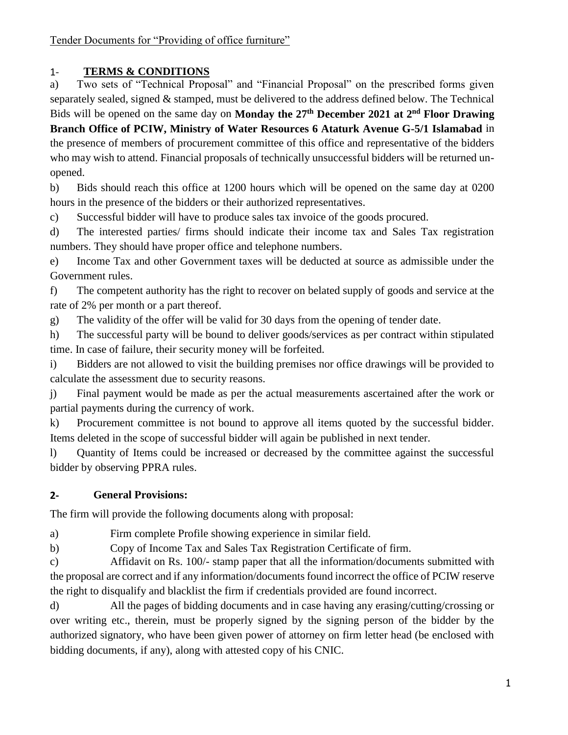Tender Documents for "Providing of office furniture"

## 1- **TERMS & CONDITIONS**

a) Two sets of "Technical Proposal" and "Financial Proposal" on the prescribed forms given separately sealed, signed & stamped, must be delivered to the address defined below. The Technical Bids will be opened on the same day on **Monday the 27th December 2021 at 2nd Floor Drawing Branch Office of PCIW, Ministry of Water Resources 6 Ataturk Avenue G-5/1 Islamabad** in the presence of members of procurement committee of this office and representative of the bidders who may wish to attend. Financial proposals of technically unsuccessful bidders will be returned un-opened.

b) Bids should reach this office at 1200 hours which will be opened on the same day at 0200 hours in the presence of the bidders or their authorized representatives.

c) Successful bidder will have to produce sales tax invoice of the goods procured.

d) The interested parties/ firms should indicate their income tax and Sales Tax registration numbers. They should have proper office and telephone numbers.

e) Income Tax and other Government taxes will be deducted at source as admissible under the Government rules.

f) The competent authority has the right to recover on belated supply of goods and service at the rate of 2% per month or a part thereof.

g) The validity of the offer will be valid for 30 days from the opening of tender date.

h) The successful party will be bound to deliver goods/services as per contract within stipulated time. In case of failure, their security money will be forfeited.

i) Bidders are not allowed to visit the building premises nor office drawings will be provided to calculate the assessment due to security reasons.

j) Final payment would be made as per the actual measurements ascertained after the work or partial payments during the currency of work.

k) Procurement committee is not bound to approve all items quoted by the successful bidder. Items deleted in the scope of successful bidder will again be published in next tender.

l) Quantity of Items could be increased or decreased by the committee against the successful bidder by observing PPRA rules.

## 2- General Provisions:

The firm will provide the following documents along with proposal:

a) Firm complete Profile showing experience in similar field.

b) Copy of Income Tax and Sales Tax Registration Certificate of firm.

c) Affidavit on Rs. 100/- stamp paper that all the information/documents submitted with the proposal are correct and if any information/documents found incorrect the office of PCIW reserve the right to disqualify and blacklist the firm if credentials provided are found incorrect.

d) All the pages of bidding documents and in case having any erasing/cutting/crossing or over writing etc., therein, must be properly signed by the signing person of the bidder by the authorized signatory, who have been given power of attorney on firm letter head (be enclosed with bidding documents, if any), along with attested copy of his CNIC.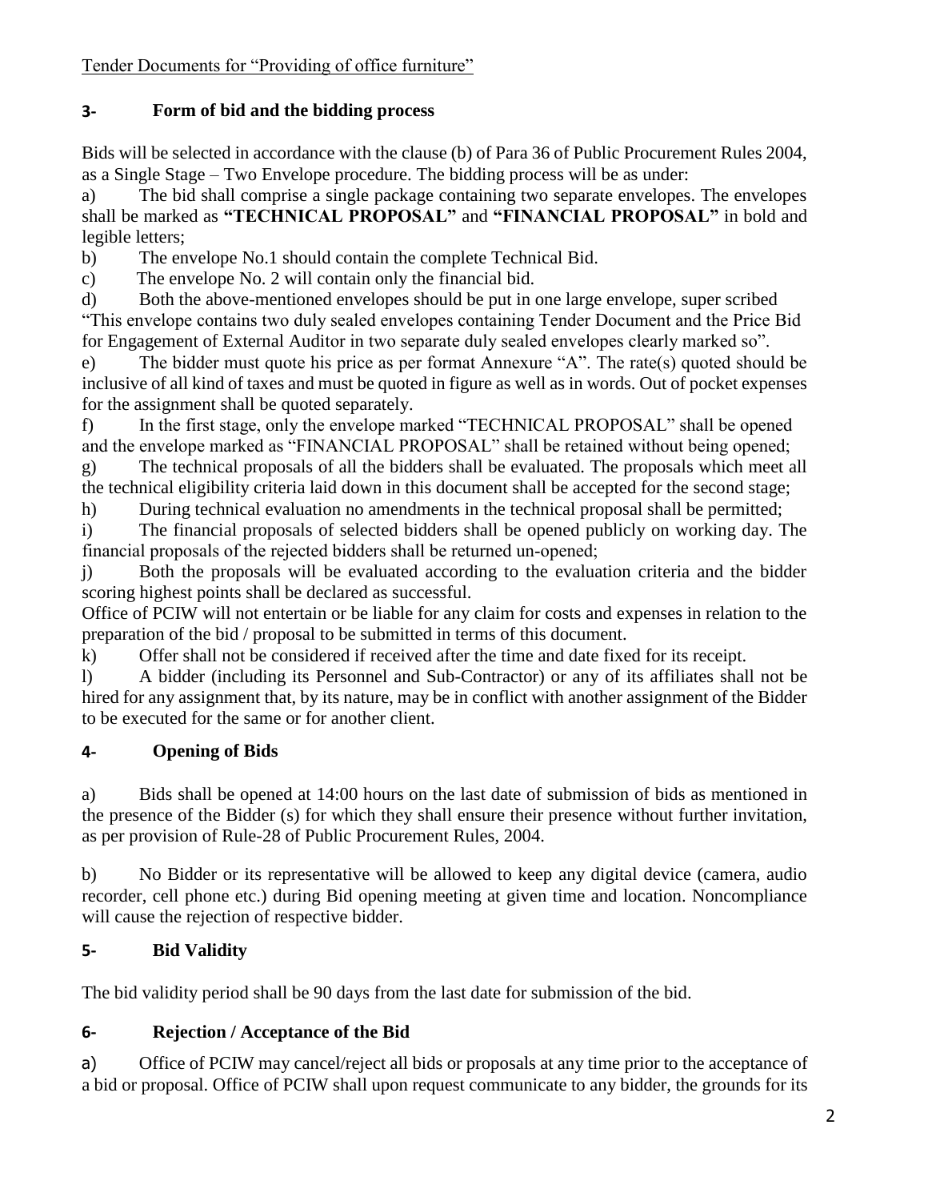Tender Documents for "Providing of office furniture"

## 3- Form of bid and the bidding process

Bids will be selected in accordance with the clause (b) of Para 36 of Public Procurement Rules 2004, as a Single Stage – Two Envelope procedure. The bidding process will be as under:

a) The bid shall comprise a single package containing two separate envelopes. The envelopes shall be marked as **"TECHNICAL PROPOSAL"** and **"FINANCIAL PROPOSAL"** in bold and legible letters;

b) The envelope No.1 should contain the complete Technical Bid.

c) The envelope No. 2 will contain only the financial bid.

d) Both the above-mentioned envelopes should be put in one large envelope, super scribed "This envelope contains two duly sealed envelopes containing Tender Document and the Price Bid for Engagement of External Auditor in two separate duly sealed envelopes clearly marked so".

e) The bidder must quote his price as per format Annexure "A". The rate(s) quoted should be inclusive of all kind of taxes and must be quoted in figure as well as in words. Out of pocket expenses for the assignment shall be quoted separately.

f) In the first stage, only the envelope marked "TECHNICAL PROPOSAL" shall be opened and the envelope marked as "FINANCIAL PROPOSAL" shall be retained without being opened;

g) The technical proposals of all the bidders shall be evaluated. The proposals which meet all the technical eligibility criteria laid down in this document shall be accepted for the second stage;

h) During technical evaluation no amendments in the technical proposal shall be permitted;

i) The financial proposals of selected bidders shall be opened publicly on working day. The financial proposals of the rejected bidders shall be returned un-opened;

j) Both the proposals will be evaluated according to the evaluation criteria and the bidder scoring highest points shall be declared as successful.

Office of PCIW will not entertain or be liable for any claim for costs and expenses in relation to the preparation of the bid / proposal to be submitted in terms of this document.

k) Offer shall not be considered if received after the time and date fixed for its receipt.

l) A bidder (including its Personnel and Sub-Contractor) or any of its affiliates shall not be hired for any assignment that, by its nature, may be in conflict with another assignment of the Bidder to be executed for the same or for another client.

## 4- Opening of Bids

a) Bids shall be opened at 14:00 hours on the last date of submission of bids as mentioned in the presence of the Bidder (s) for which they shall ensure their presence without further invitation, as per provision of Rule-28 of Public Procurement Rules, 2004.

b) No Bidder or its representative will be allowed to keep any digital device (camera, audio recorder, cell phone etc.) during Bid opening meeting at given time and location. Noncompliance will cause the rejection of respective bidder.

## 5- Bid Validity

The bid validity period shall be 90 days from the last date for submission of the bid.

## 6- Rejection / Acceptance of the Bid

a) Office of PCIW may cancel/reject all bids or proposals at any time prior to the acceptance of a bid or proposal. Office of PCIW shall upon request communicate to any bidder, the grounds for its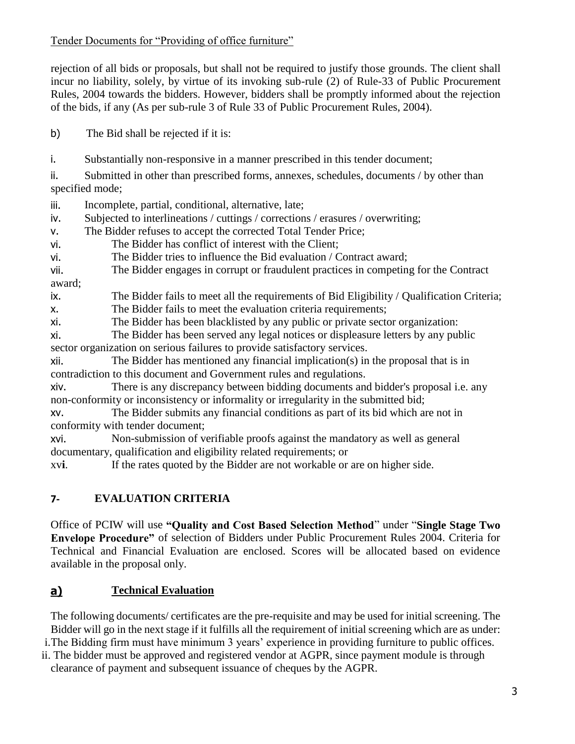rejection of all bids or proposals, but shall not be required to justify those grounds. The client shall incur no liability, solely, by virtue of its invoking sub-rule (2) of Rule-33 of Public Procurement Rules, 2004 towards the bidders. However, bidders shall be promptly informed about the rejection of the bids, if any (As per sub-rule 3 of Rule 33 of Public Procurement Rules, 2004).

b) The Bid shall be rejected if it is:

i. Substantially non-responsive in a manner prescribed in this tender document;

ii. Submitted in other than prescribed forms, annexes, schedules, documents / by other than specified mode;

iii. Incomplete, partial, conditional, alternative, late;

iv. Subjected to interlineations / cuttings / corrections / erasures / overwriting;

v. The Bidder refuses to accept the corrected Total Tender Price;

vi. The Bidder has conflict of interest with the Client;

vi. The Bidder tries to influence the Bid evaluation / Contract award;

vii. The Bidder engages in corrupt or fraudulent practices in competing for the Contract award;

ix. The Bidder fails to meet all the requirements of Bid Eligibility / Qualification Criteria;

x. The Bidder fails to meet the evaluation criteria requirements;

xi. The Bidder has been blacklisted by any public or private sector organization:

xi. The Bidder has been served any legal notices or displeasure letters by any public sector organization on serious failures to provide satisfactory services.

xii. The Bidder has mentioned any financial implication(s) in the proposal that is in contradiction to this document and Government rules and regulations.

xiv. There is any discrepancy between bidding documents and bidder's proposal i.e. any non-conformity or inconsistency or informality or irregularity in the submitted bid;

xv. The Bidder submits any financial conditions as part of its bid which are not in conformity with tender document;

xvi. Non-submission of verifiable proofs against the mandatory as well as general documentary, qualification and eligibility related requirements; or

xvi. If the rates quoted by the Bidder are not workable or are on higher side.

## 7- EVALUATION CRITERIA

Office of PCIW will use **"Quality and Cost Based Selection Method"** under "**Single Stage Two Envelope Procedure"** of selection of Bidders under Public Procurement Rules 2004. Criteria for Technical and Financial Evaluation are enclosed. Scores will be allocated based on evidence available in the proposal only.

### a) Technical Evaluation

The following documents/ certificates are the pre-requisite and may be used for initial screening. The Bidder will go in the next stage if it fulfills all the requirement of initial screening which are as under:

i. The Bidding firm must have minimum 3 years' experience in providing furniture to public offices.

ii. The bidder must be approved and registered vendor at AGPR, since payment module is through clearance of payment and subsequent issuance of cheques by the AGPR.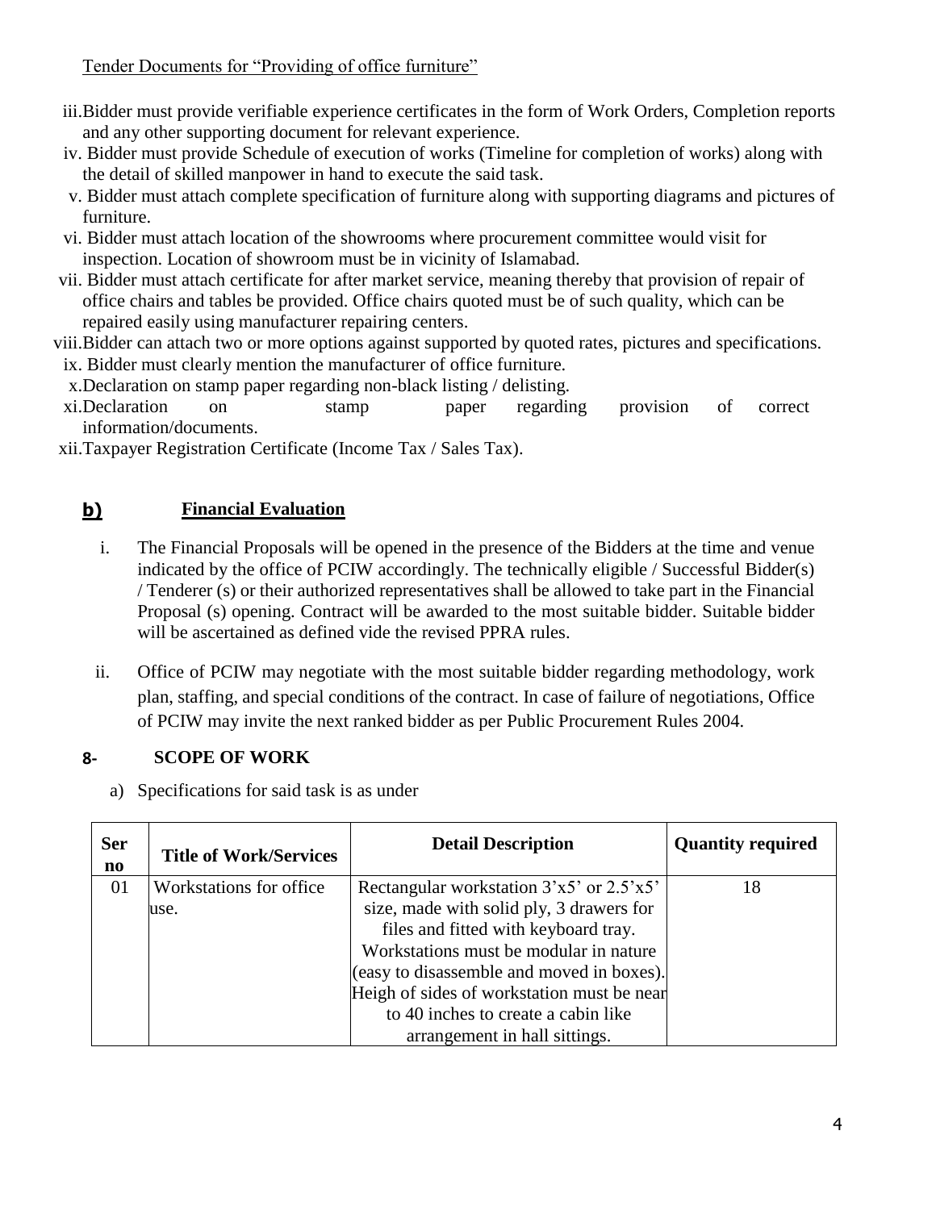iii. Bidder must provide verifiable experience certificates in the form of Work Orders, Completion reports and any other supporting document for relevant experience.

iv. Bidder must provide Schedule of execution of works (Timeline for completion of works) along with the detail of skilled manpower in hand to execute the said task.

v. Bidder must attach complete specification of furniture along with supporting diagrams and pictures of furniture.

vi. Bidder must attach location of the showrooms where procurement committee would visit for inspection. Location of showroom must be in vicinity of Islamabad.

vii. Bidder must attach certificate for after market service, meaning thereby that provision of repair of office chairs and tables be provided. Office chairs quoted must be of such quality, which can be repaired easily using manufacturer repairing centers.

viii. Bidder can attach two or more options against supported by quoted rates, pictures and specifications.

ix. Bidder must clearly mention the manufacturer of office furniture.

x. Declaration on stamp paper regarding non-black listing / delisting.

xi. Declaration on stamp paper regarding provision of correct information/documents.

xii. Taxpayer Registration Certificate (Income Tax / Sales Tax).

**b) Financial Evaluation**

i. The Financial Proposals will be opened in the presence of the Bidders at the time and venue indicated by the office of PCIW accordingly. The technically eligible / Successful Bidder(s) / Tenderer (s) or their authorized representatives shall be allowed to take part in the Financial Proposal (s) opening. Contract will be awarded to the most suitable bidder. Suitable bidder will be ascertained as defined vide the revised PPRA rules.

ii. Office of PCIW may negotiate with the most suitable bidder regarding methodology, work plan, staffing, and special conditions of the contract. In case of failure of negotiations, Office of PCIW may invite the next ranked bidder as per Public Procurement Rules 2004.

## 8- SCOPE OF WORK

a) Specifications for said task is as under

| Ser no | Title of Work/Services | Detail Description | Quantity required |
|---|---|---|---|
| 01 | Workstations for office use. | Rectangular workstation 3'x5' or 2.5'x5' size, made with solid ply, 3 drawers for files and fitted with keyboard tray. Workstations must be modular in nature (easy to disassemble and moved in boxes). Heigh of sides of workstation must be near to 40 inches to create a cabin like arrangement in hall sittings. | 18 |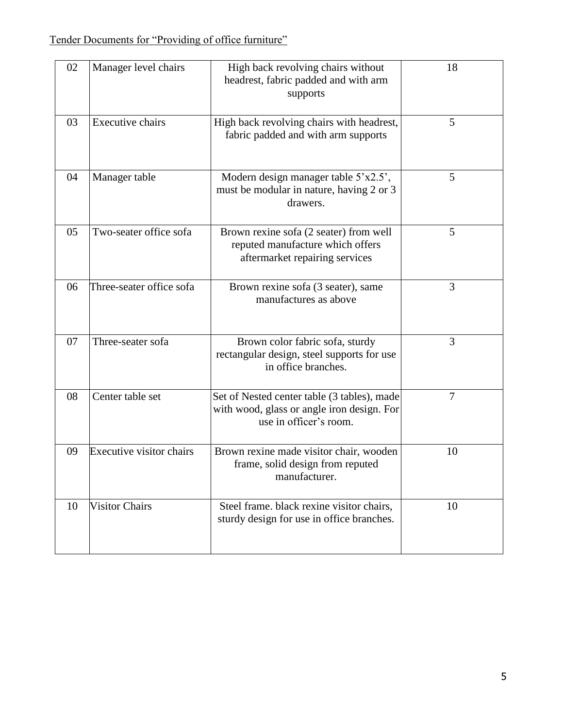| 02 | Manager level chairs | High back revolving chairs without headrest, fabric padded and with arm supports | 18 |
|---|---|---|---|
| 03 | Executive chairs | High back revolving chairs with headrest, fabric padded and with arm supports | 5 |
| 04 | Manager table | Modern design manager table 5'x2.5', must be modular in nature, having 2 or 3 drawers. | 5 |
| 05 | Two-seater office sofa | Brown rexine sofa (2 seater) from well reputed manufacture which offers aftermarket repairing services | 5 |
| 06 | Three-seater office sofa | Brown rexine sofa (3 seater), same manufactures as above | 3 |
| 07 | Three-seater sofa | Brown color fabric sofa, sturdy rectangular design, steel supports for use in office branches. | 3 |
| 08 | Center table set | Set of Nested center table (3 tables), made with wood, glass or angle iron design. For use in officer's room. | 7 |
| 09 | Executive visitor chairs | Brown rexine made visitor chair, wooden frame, solid design from reputed manufacturer. | 10 |
| 10 | Visitor Chairs | Steel frame. black rexine visitor chairs, sturdy design for use in office branches. | 10 |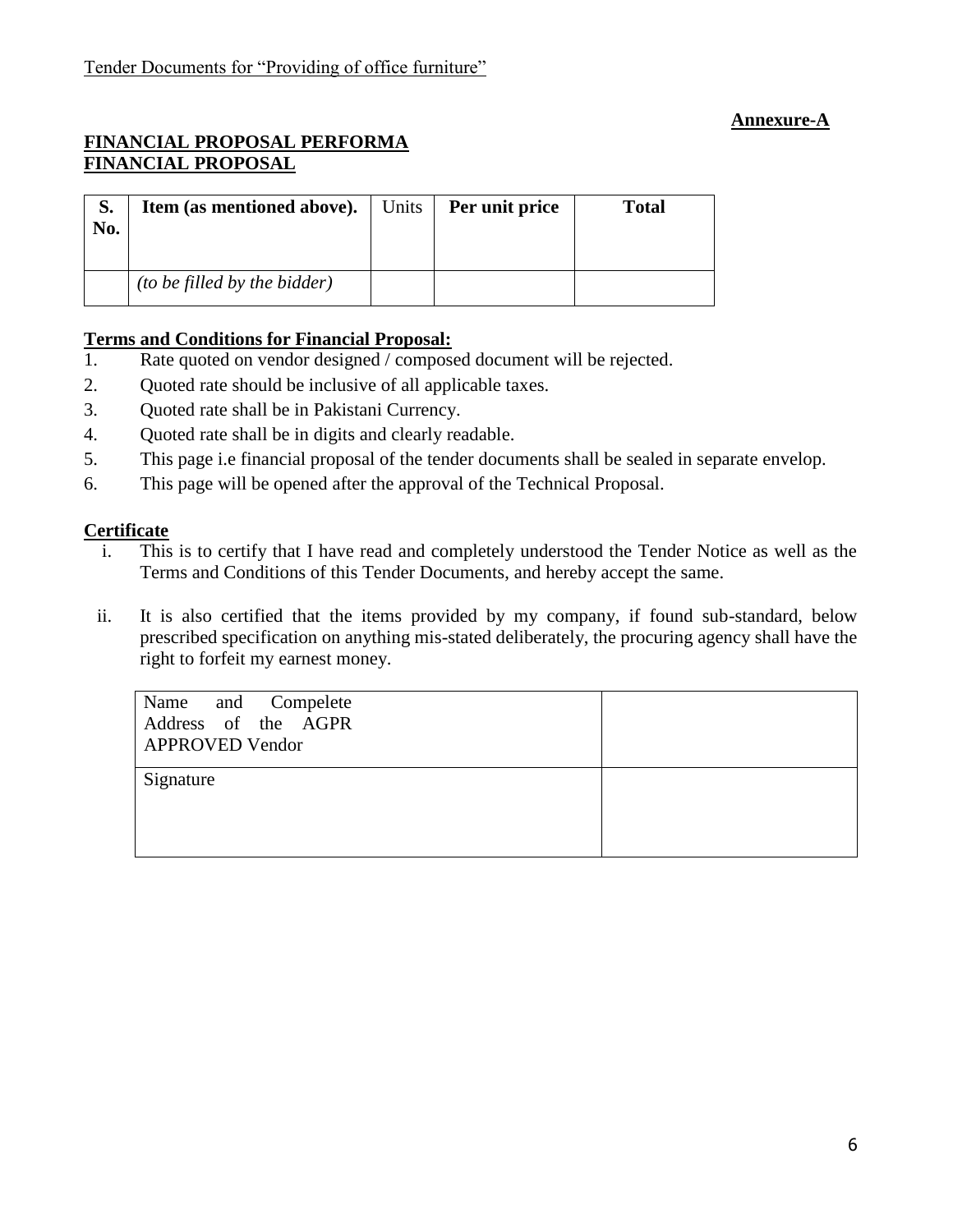Tender Documents for “Providing of office furniture”

**Annexure-A**

**FINANCIAL PROPOSAL PERFORMA**
**FINANCIAL PROPOSAL**

| **S. No.** | **Item (as mentioned above).** | Units | **Per unit price** | **Total** |
|---|---|---|---|---|
| | *(to be filled by the bidder)* | | | |

**Terms and Conditions for Financial Proposal:**

1. Rate quoted on vendor designed / composed document will be rejected.
2. Quoted rate should be inclusive of all applicable taxes.
3. Quoted rate shall be in Pakistani Currency.
4. Quoted rate shall be in digits and clearly readable.
5. This page i.e financial proposal of the tender documents shall be sealed in separate envelop.
6. This page will be opened after the approval of the Technical Proposal.

**Certificate**

i. This is to certify that I have read and completely understood the Tender Notice as well as the Terms and Conditions of this Tender Documents, and hereby accept the same.

ii. It is also certified that the items provided by my company, if found sub-standard, below prescribed specification on anything mis-stated deliberately, the procuring agency shall have the right to forfeit my earnest money.

| | |
|---|---|
| Name and Compelete Address of the AGPR APPROVED Vendor | |
| Signature | |